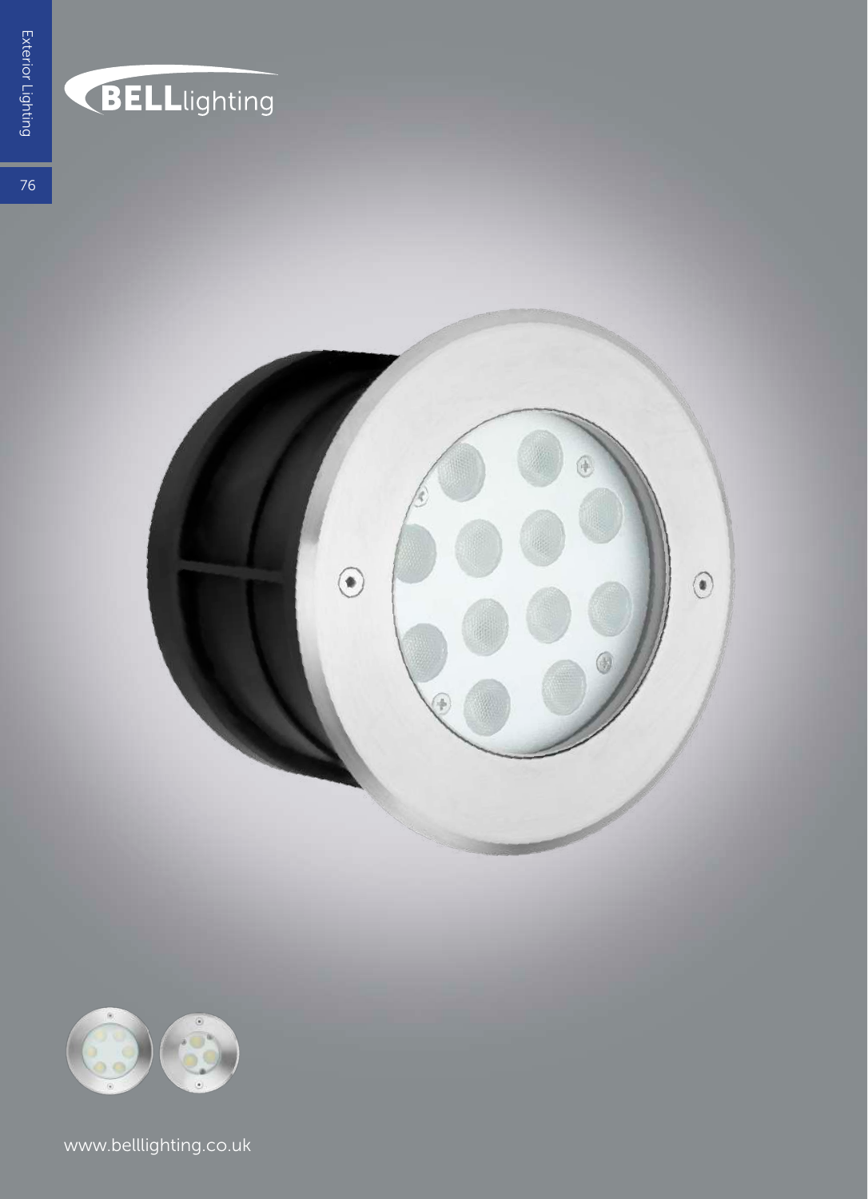BELLlighting

www.belllighting.co.uk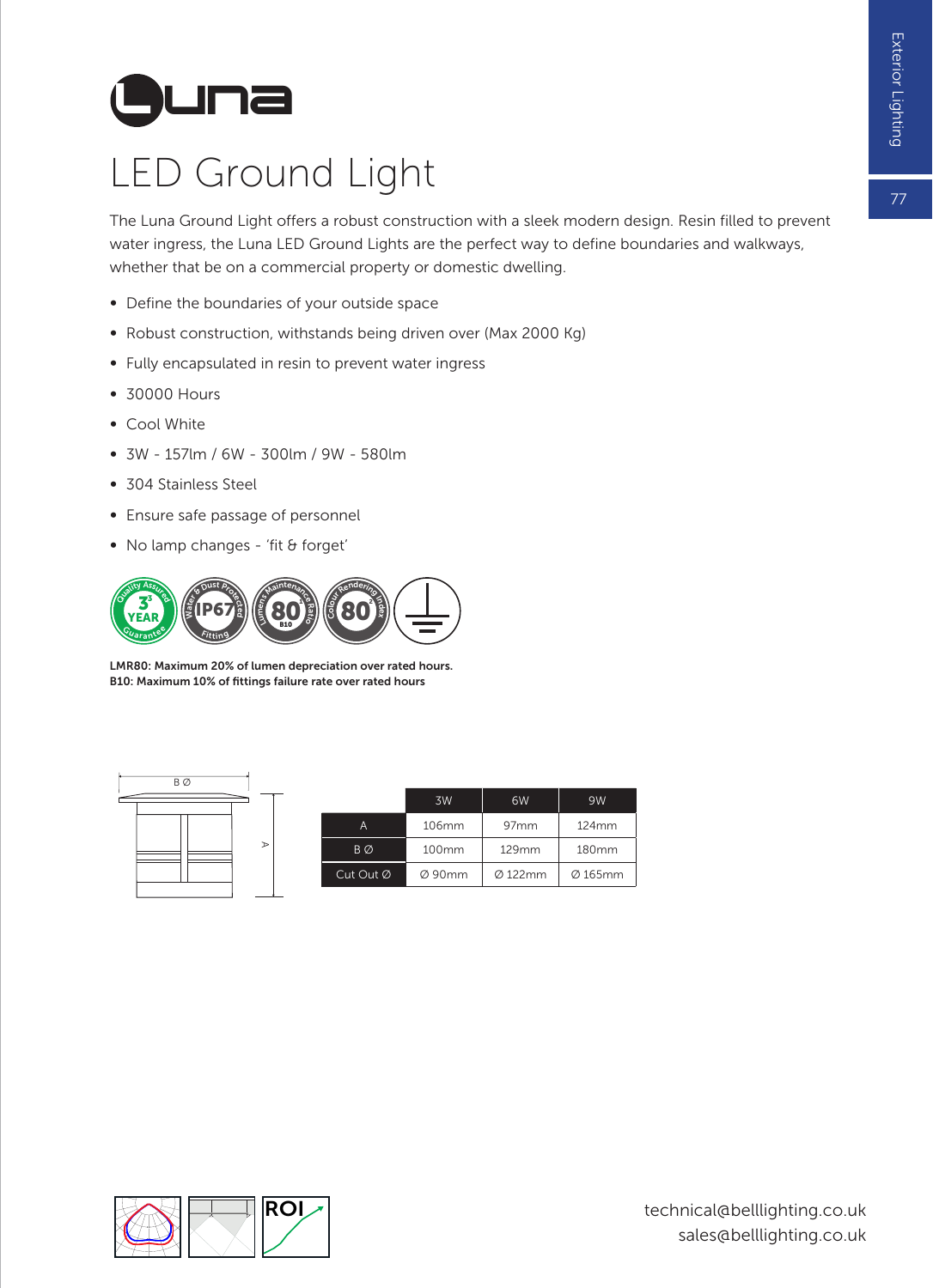# Luna

## LED Ground Light

The Luna Ground Light offers a robust construction with a sleek modern design. Resin filled to prevent water ingress, the Luna LED Ground Lights are the perfect way to define boundaries and walkways, whether that be on a commercial property or domestic dwelling.

- Define the boundaries of your outside space
- Robust construction, withstands being driven over (Max 2000 Kg)
- Fully encapsulated in resin to prevent water ingress
- 30000 Hours
- Cool White
- 3W - 157lm / 6W - 300lm / 9W - 580lm
- 304 Stainless Steel
- Ensure safe passage of personnel
- No lamp changes - 'fit & forget'

**LMR80: Maximum 20% of lumen depreciation over rated hours.**
**B10: Maximum 10% of fittings failure rate over rated hours**

| | 3W | 6W | 9W |
|---|---|---|---|
| A | 106mm | 97mm | 124mm |
| B Ø | 100mm | 129mm | 180mm |
| Cut Out Ø | Ø 90mm | Ø 122mm | Ø 165mm |

technical@belllighting.co.uk
sales@belllighting.co.uk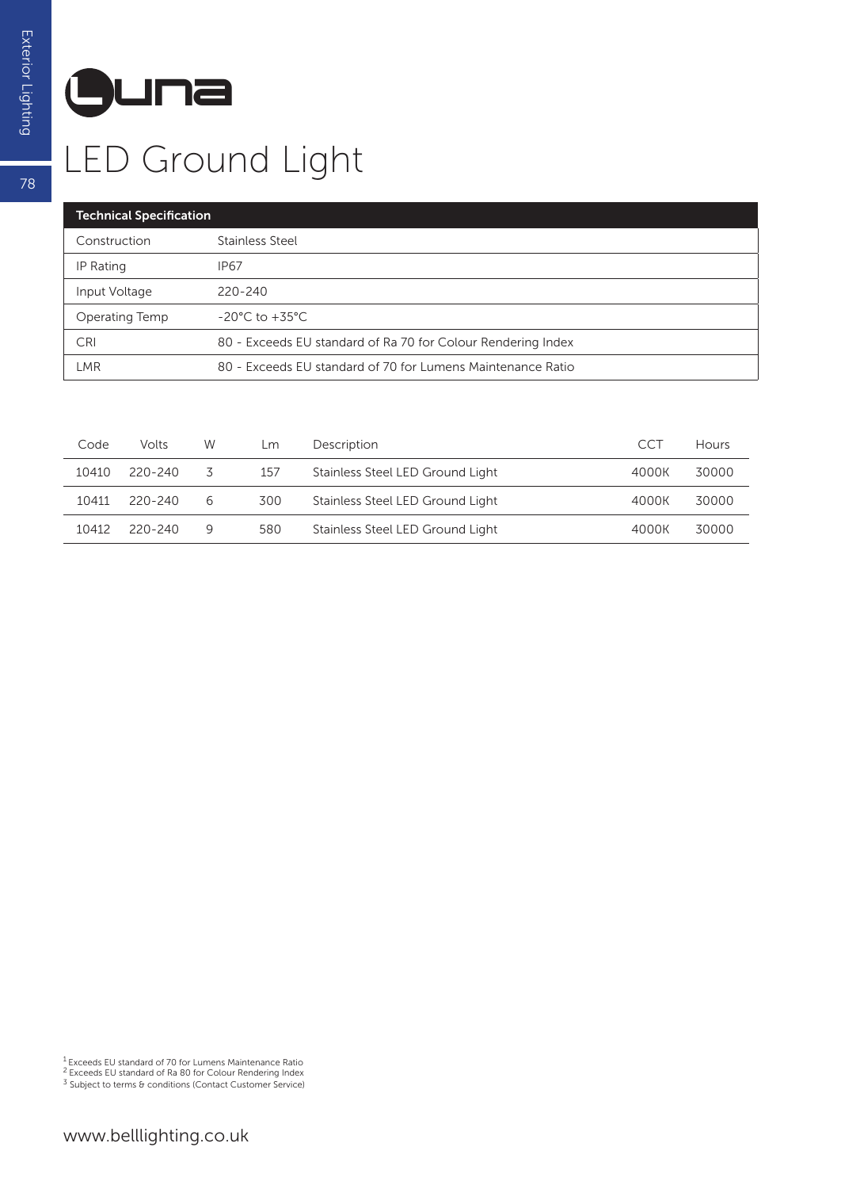# Luna

## LED Ground Light

| Technical Specification | |
|---|---|
| Construction | Stainless Steel |
| IP Rating | IP67 |
| Input Voltage | 220-240 |
| Operating Temp | -20°C to +35°C |
| CRI | 80 - Exceeds EU standard of Ra 70 for Colour Rendering Index |
| LMR | 80 - Exceeds EU standard of 70 for Lumens Maintenance Ratio |

| Code | Volts | W | Lm | Description | CCT | Hours |
|---|---|---|---|---|---|---|
| 10410 | 220-240 | 3 | 157 | Stainless Steel LED Ground Light | 4000K | 30000 |
| 10411 | 220-240 | 6 | 300 | Stainless Steel LED Ground Light | 4000K | 30000 |
| 10412 | 220-240 | 9 | 580 | Stainless Steel LED Ground Light | 4000K | 30000 |

[1] Exceeds EU standard of 70 for Lumens Maintenance Ratio
[2] Exceeds EU standard of Ra 80 for Colour Rendering Index
[3] Subject to terms & conditions (Contact Customer Service)

www.belllighting.co.uk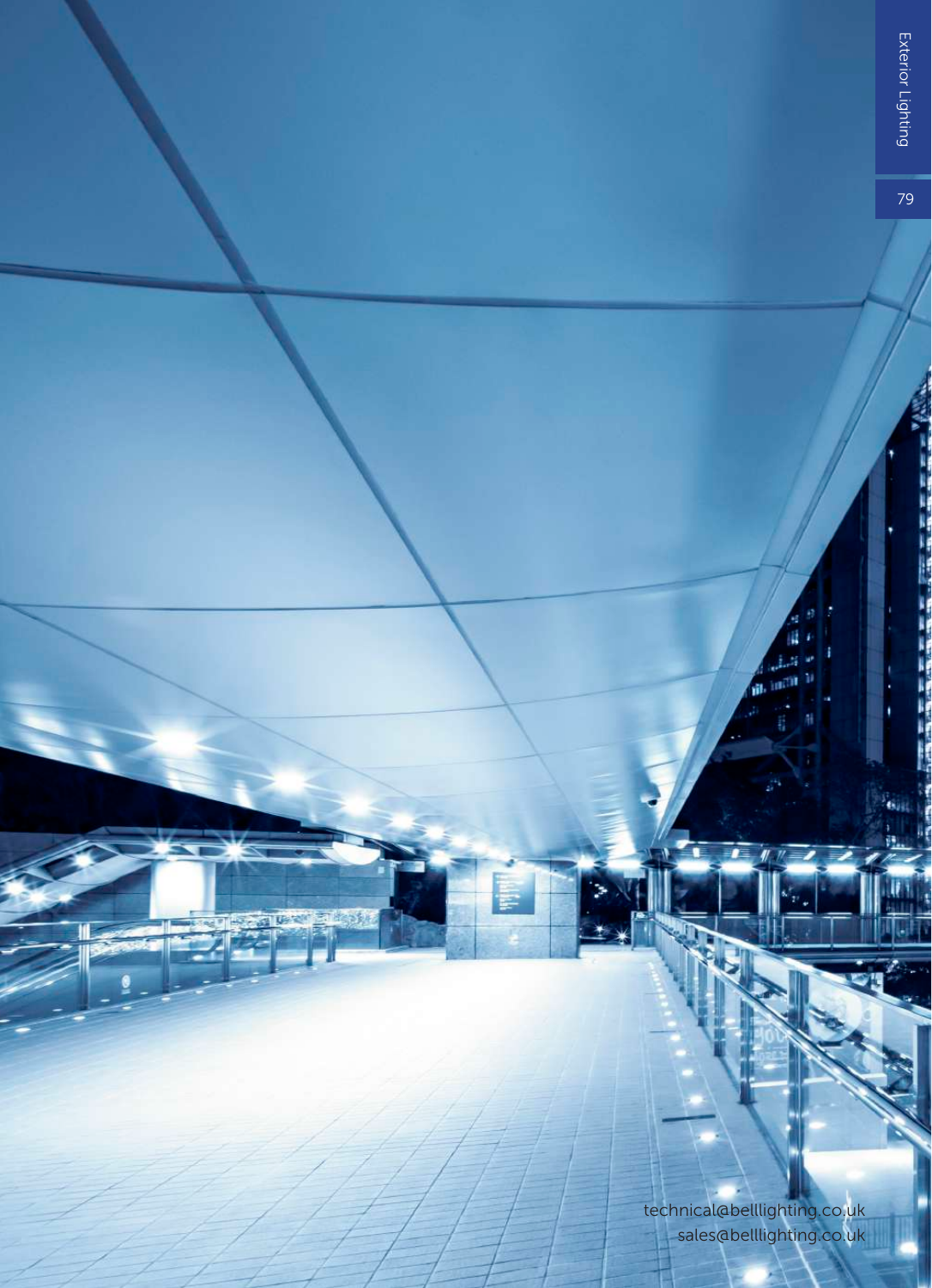technical@belllighting.co.uk
sales@belllighting.co.uk